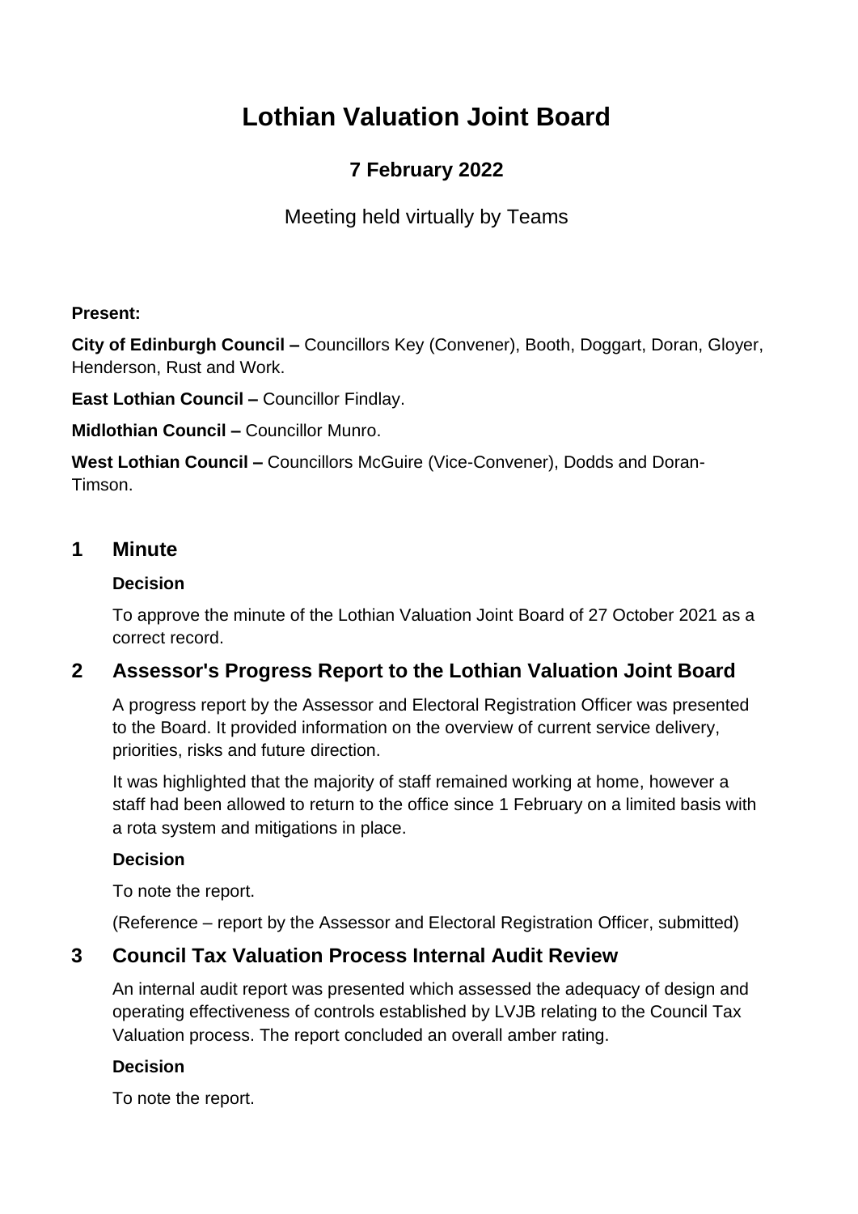# Lothian Valuation Joint Board

## 7 February 2022

Meeting held virtually by Teams

**Present:**

**City of Edinburgh Council –** Councillors Key (Convener), Booth, Doggart, Doran, Gloyer, Henderson, Rust and Work.

**East Lothian Council –** Councillor Findlay.

**Midlothian Council –** Councillor Munro.

**West Lothian Council –** Councillors McGuire (Vice-Convener), Dodds and Doran-Timson.

## 1 Minute

**Decision**

To approve the minute of the Lothian Valuation Joint Board of 27 October 2021 as a correct record.

## 2 Assessor's Progress Report to the Lothian Valuation Joint Board

A progress report by the Assessor and Electoral Registration Officer was presented to the Board. It provided information on the overview of current service delivery, priorities, risks and future direction.

It was highlighted that the majority of staff remained working at home, however a staff had been allowed to return to the office since 1 February on a limited basis with a rota system and mitigations in place.

**Decision**

To note the report.

(Reference – report by the Assessor and Electoral Registration Officer, submitted)

## 3 Council Tax Valuation Process Internal Audit Review

An internal audit report was presented which assessed the adequacy of design and operating effectiveness of controls established by LVJB relating to the Council Tax Valuation process. The report concluded an overall amber rating.

**Decision**

To note the report.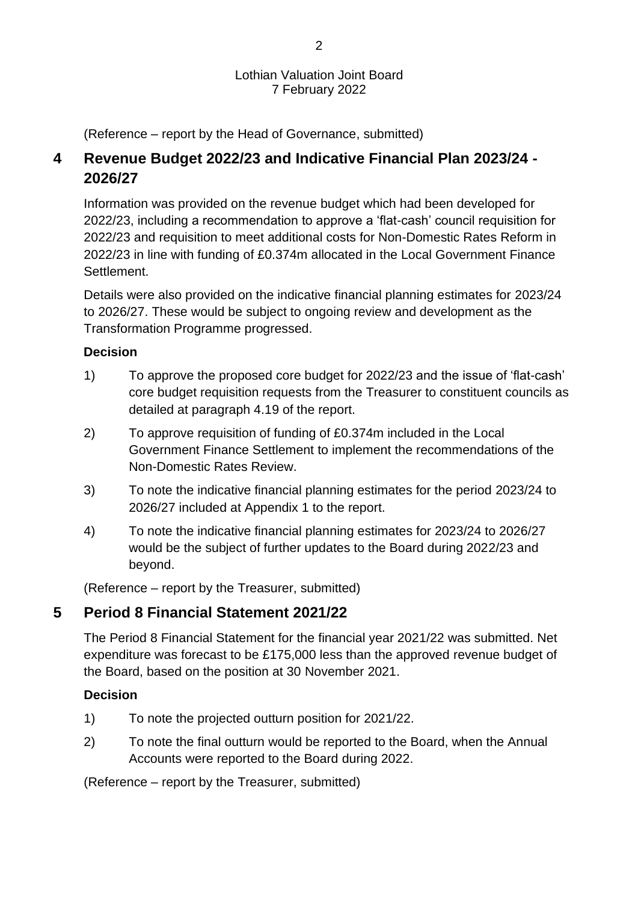(Reference – report by the Head of Governance, submitted)

## 4 Revenue Budget 2022/23 and Indicative Financial Plan 2023/24 - 2026/27

Information was provided on the revenue budget which had been developed for 2022/23, including a recommendation to approve a 'flat-cash' council requisition for 2022/23 and requisition to meet additional costs for Non-Domestic Rates Reform in 2022/23 in line with funding of £0.374m allocated in the Local Government Finance Settlement.

Details were also provided on the indicative financial planning estimates for 2023/24 to 2026/27. These would be subject to ongoing review and development as the Transformation Programme progressed.

**Decision**

1) To approve the proposed core budget for 2022/23 and the issue of 'flat-cash' core budget requisition requests from the Treasurer to constituent councils as detailed at paragraph 4.19 of the report.

2) To approve requisition of funding of £0.374m included in the Local Government Finance Settlement to implement the recommendations of the Non-Domestic Rates Review.

3) To note the indicative financial planning estimates for the period 2023/24 to 2026/27 included at Appendix 1 to the report.

4) To note the indicative financial planning estimates for 2023/24 to 2026/27 would be the subject of further updates to the Board during 2022/23 and beyond.

(Reference – report by the Treasurer, submitted)

## 5 Period 8 Financial Statement 2021/22

The Period 8 Financial Statement for the financial year 2021/22 was submitted. Net expenditure was forecast to be £175,000 less than the approved revenue budget of the Board, based on the position at 30 November 2021.

**Decision**

1) To note the projected outturn position for 2021/22.

2) To note the final outturn would be reported to the Board, when the Annual Accounts were reported to the Board during 2022.

(Reference – report by the Treasurer, submitted)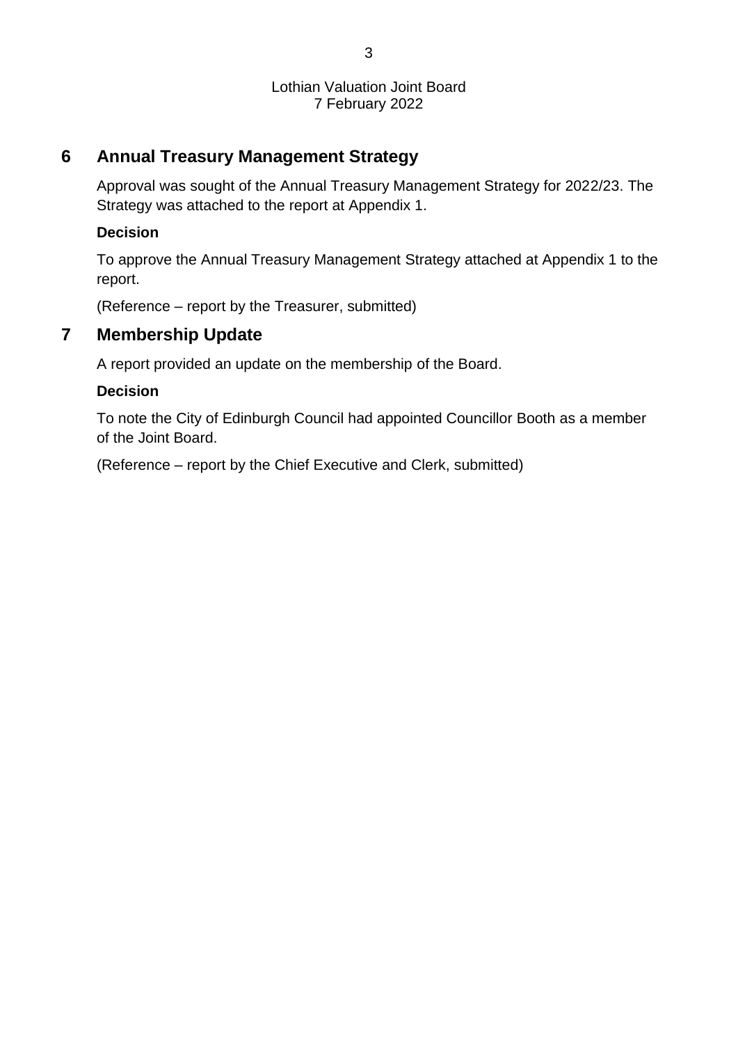## 6 Annual Treasury Management Strategy

Approval was sought of the Annual Treasury Management Strategy for 2022/23. The Strategy was attached to the report at Appendix 1.

**Decision**

To approve the Annual Treasury Management Strategy attached at Appendix 1 to the report.

(Reference – report by the Treasurer, submitted)

## 7 Membership Update

A report provided an update on the membership of the Board.

**Decision**

To note the City of Edinburgh Council had appointed Councillor Booth as a member of the Joint Board.

(Reference – report by the Chief Executive and Clerk, submitted)